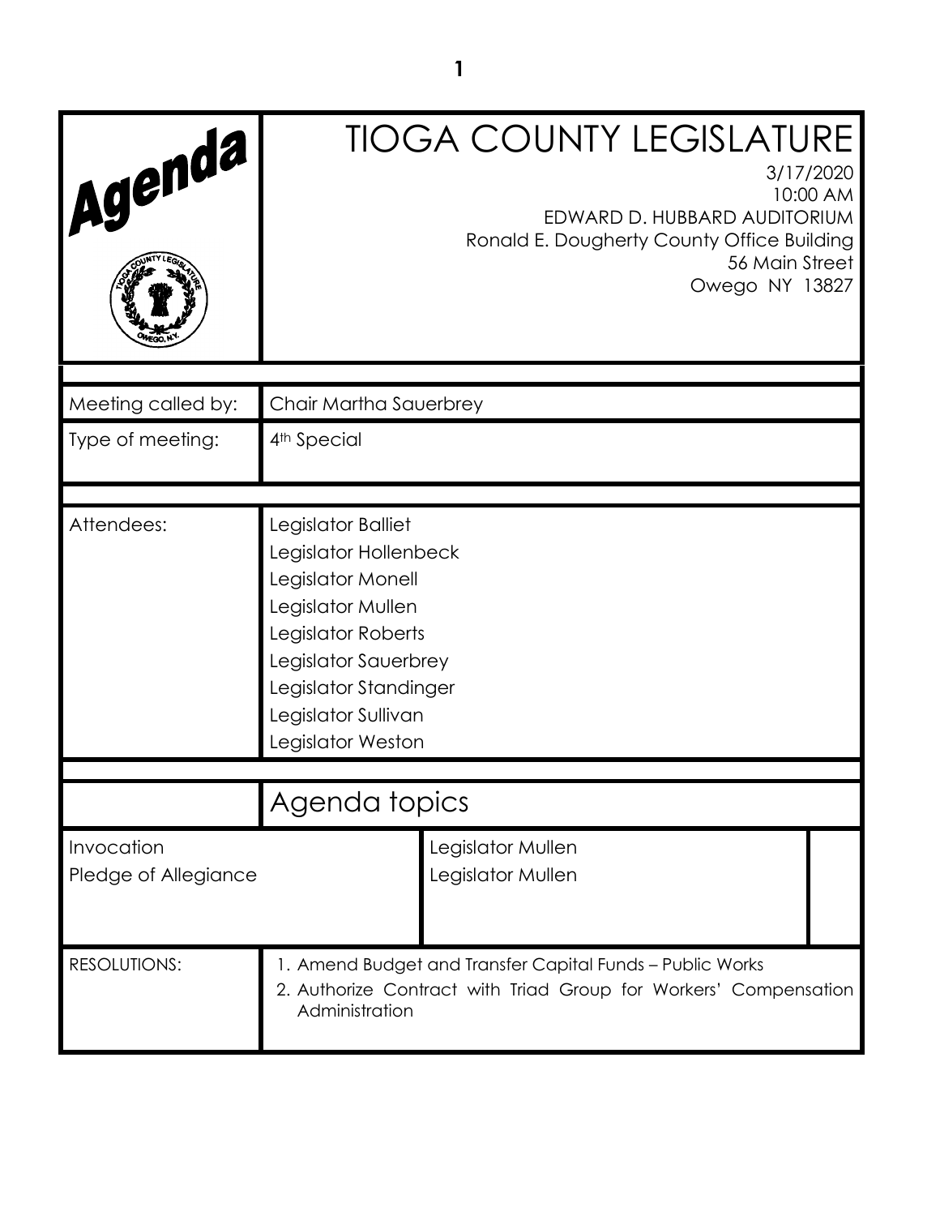# TIOGA COUNTY LEGISLATURE

**Agenda**

3/17/2020
10:00 AM
EDWARD D. HUBBARD AUDITORIUM
Ronald E. Dougherty County Office Building
56 Main Street
Owego NY 13827

| | |
|---|---|
| Meeting called by: | Chair Martha Sauerbrey |
| Type of meeting: | 4th Special |

| | |
|---|---|
| Attendees: | Legislator Balliet<br>Legislator Hollenbeck<br>Legislator Monell<br>Legislator Mullen<br>Legislator Roberts<br>Legislator Sauerbrey<br>Legislator Standinger<br>Legislator Sullivan<br>Legislator Weston |

## Agenda topics

| | |
|---|---|
| Invocation | Legislator Mullen |
| Pledge of Allegiance | Legislator Mullen |

RESOLUTIONS:

1. Amend Budget and Transfer Capital Funds – Public Works
2. Authorize Contract with Triad Group for Workers' Compensation Administration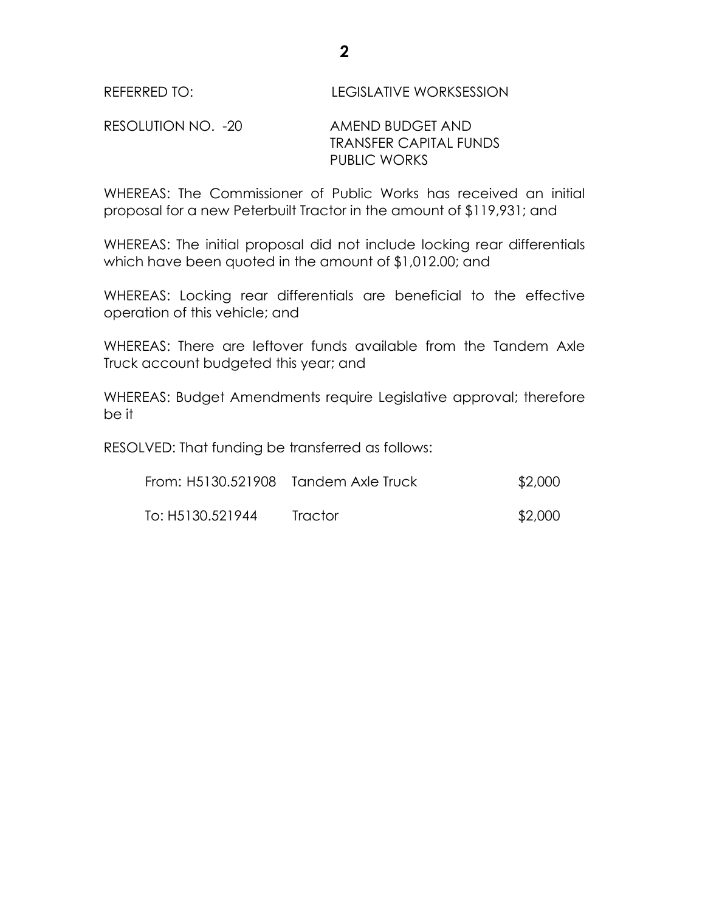REFERRED TO: LEGISLATIVE WORKSESSION

RESOLUTION NO. -20 AMEND BUDGET AND TRANSFER CAPITAL FUNDS PUBLIC WORKS

WHEREAS: The Commissioner of Public Works has received an initial proposal for a new Peterbuilt Tractor in the amount of $119,931; and

WHEREAS: The initial proposal did not include locking rear differentials which have been quoted in the amount of $1,012.00; and

WHEREAS: Locking rear differentials are beneficial to the effective operation of this vehicle; and

WHEREAS: There are leftover funds available from the Tandem Axle Truck account budgeted this year; and

WHEREAS: Budget Amendments require Legislative approval; therefore be it

RESOLVED: That funding be transferred as follows:

| | | |
|---|---|---|
| From: H5130.521908 | Tandem Axle Truck | $2,000 |
| To: H5130.521944 | Tractor | $2,000 |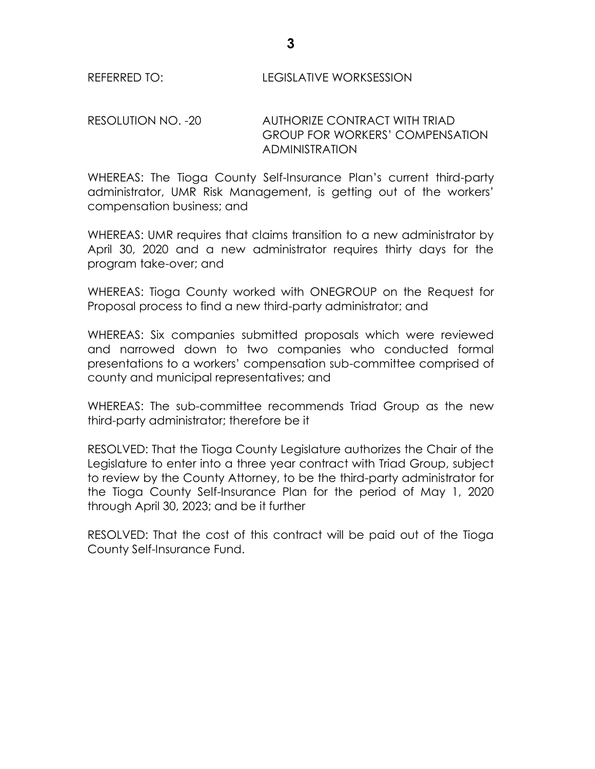REFERRED TO: LEGISLATIVE WORKSESSION

RESOLUTION NO. -20 AUTHORIZE CONTRACT WITH TRIAD GROUP FOR WORKERS' COMPENSATION ADMINISTRATION

WHEREAS: The Tioga County Self-Insurance Plan's current third-party administrator, UMR Risk Management, is getting out of the workers' compensation business; and

WHEREAS: UMR requires that claims transition to a new administrator by April 30, 2020 and a new administrator requires thirty days for the program take-over; and

WHEREAS: Tioga County worked with ONEGROUP on the Request for Proposal process to find a new third-party administrator; and

WHEREAS: Six companies submitted proposals which were reviewed and narrowed down to two companies who conducted formal presentations to a workers' compensation sub-committee comprised of county and municipal representatives; and

WHEREAS: The sub-committee recommends Triad Group as the new third-party administrator; therefore be it

RESOLVED: That the Tioga County Legislature authorizes the Chair of the Legislature to enter into a three year contract with Triad Group, subject to review by the County Attorney, to be the third-party administrator for the Tioga County Self-Insurance Plan for the period of May 1, 2020 through April 30, 2023; and be it further

RESOLVED: That the cost of this contract will be paid out of the Tioga County Self-Insurance Fund.